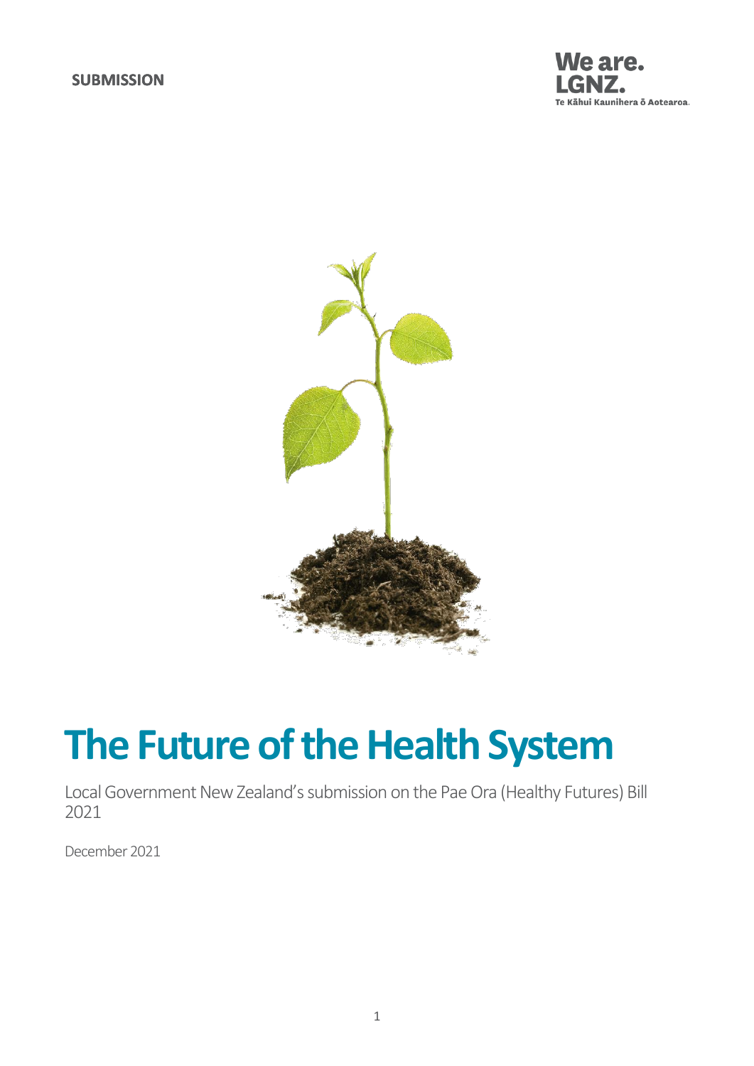**SUBMISSION**

We are.
LGNZ.
Te Kāhui Kaunihera ō Aotearoa.

# The Future of the Health System

Local Government New Zealand's submission on the Pae Ora (Healthy Futures) Bill 2021

December 2021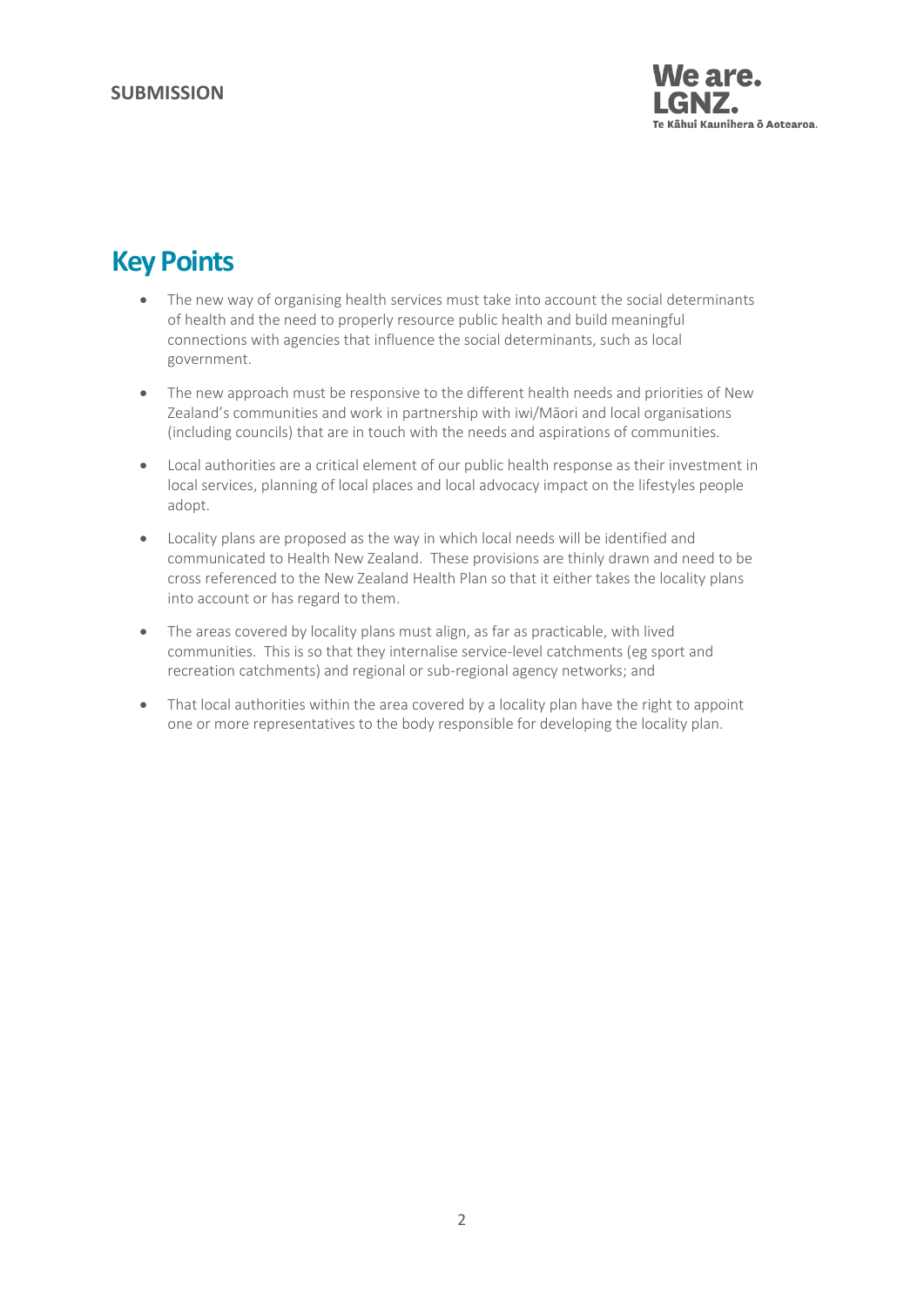## Key Points

- The new way of organising health services must take into account the social determinants of health and the need to properly resource public health and build meaningful connections with agencies that influence the social determinants, such as local government.
- The new approach must be responsive to the different health needs and priorities of New Zealand's communities and work in partnership with iwi/Māori and local organisations (including councils) that are in touch with the needs and aspirations of communities.
- Local authorities are a critical element of our public health response as their investment in local services, planning of local places and local advocacy impact on the lifestyles people adopt.
- Locality plans are proposed as the way in which local needs will be identified and communicated to Health New Zealand. These provisions are thinly drawn and need to be cross referenced to the New Zealand Health Plan so that it either takes the locality plans into account or has regard to them.
- The areas covered by locality plans must align, as far as practicable, with lived communities. This is so that they internalise service-level catchments (eg sport and recreation catchments) and regional or sub-regional agency networks; and
- That local authorities within the area covered by a locality plan have the right to appoint one or more representatives to the body responsible for developing the locality plan.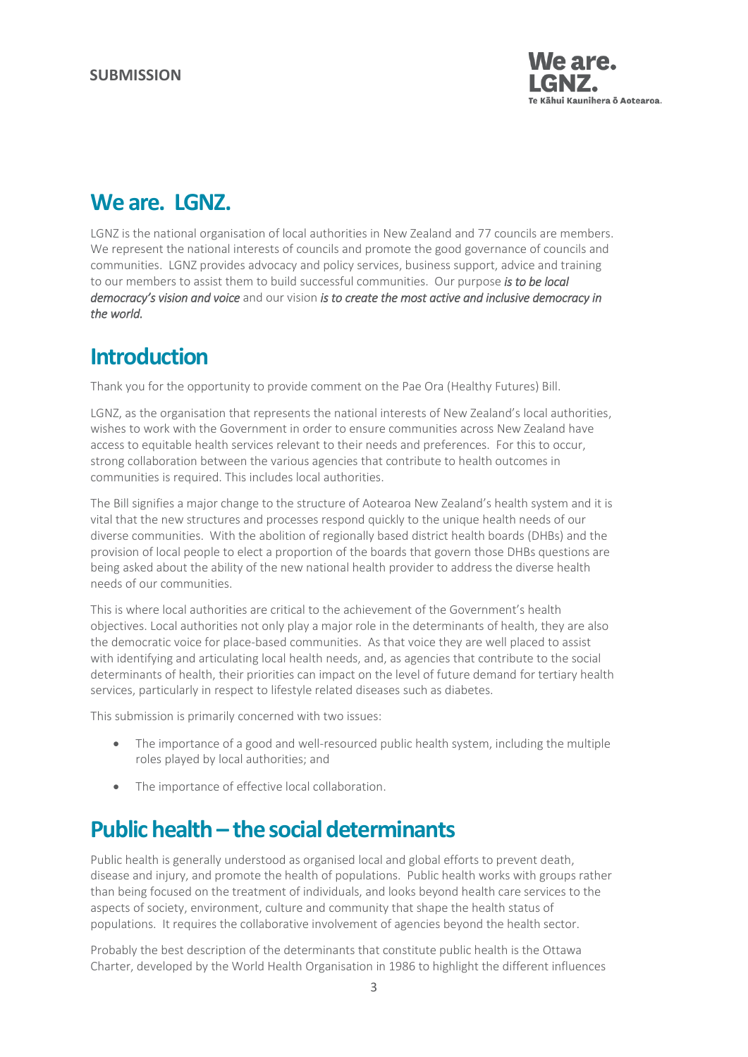**SUBMISSION**

# We are. LGNZ.

LGNZ is the national organisation of local authorities in New Zealand and 77 councils are members. We represent the national interests of councils and promote the good governance of councils and communities. LGNZ provides advocacy and policy services, business support, advice and training to our members to assist them to build successful communities. Our purpose ***is to be local democracy's vision and voice*** and our vision ***is to create the most active and inclusive democracy in the world.***

# Introduction

Thank you for the opportunity to provide comment on the Pae Ora (Healthy Futures) Bill.

LGNZ, as the organisation that represents the national interests of New Zealand's local authorities, wishes to work with the Government in order to ensure communities across New Zealand have access to equitable health services relevant to their needs and preferences. For this to occur, strong collaboration between the various agencies that contribute to health outcomes in communities is required. This includes local authorities.

The Bill signifies a major change to the structure of Aotearoa New Zealand's health system and it is vital that the new structures and processes respond quickly to the unique health needs of our diverse communities. With the abolition of regionally based district health boards (DHBs) and the provision of local people to elect a proportion of the boards that govern those DHBs questions are being asked about the ability of the new national health provider to address the diverse health needs of our communities.

This is where local authorities are critical to the achievement of the Government's health objectives. Local authorities not only play a major role in the determinants of health, they are also the democratic voice for place-based communities. As that voice they are well placed to assist with identifying and articulating local health needs, and, as agencies that contribute to the social determinants of health, their priorities can impact on the level of future demand for tertiary health services, particularly in respect to lifestyle related diseases such as diabetes.

This submission is primarily concerned with two issues:

- The importance of a good and well-resourced public health system, including the multiple roles played by local authorities; and
- The importance of effective local collaboration.

# Public health – the social determinants

Public health is generally understood as organised local and global efforts to prevent death, disease and injury, and promote the health of populations. Public health works with groups rather than being focused on the treatment of individuals, and looks beyond health care services to the aspects of society, environment, culture and community that shape the health status of populations. It requires the collaborative involvement of agencies beyond the health sector.

Probably the best description of the determinants that constitute public health is the Ottawa Charter, developed by the World Health Organisation in 1986 to highlight the different influences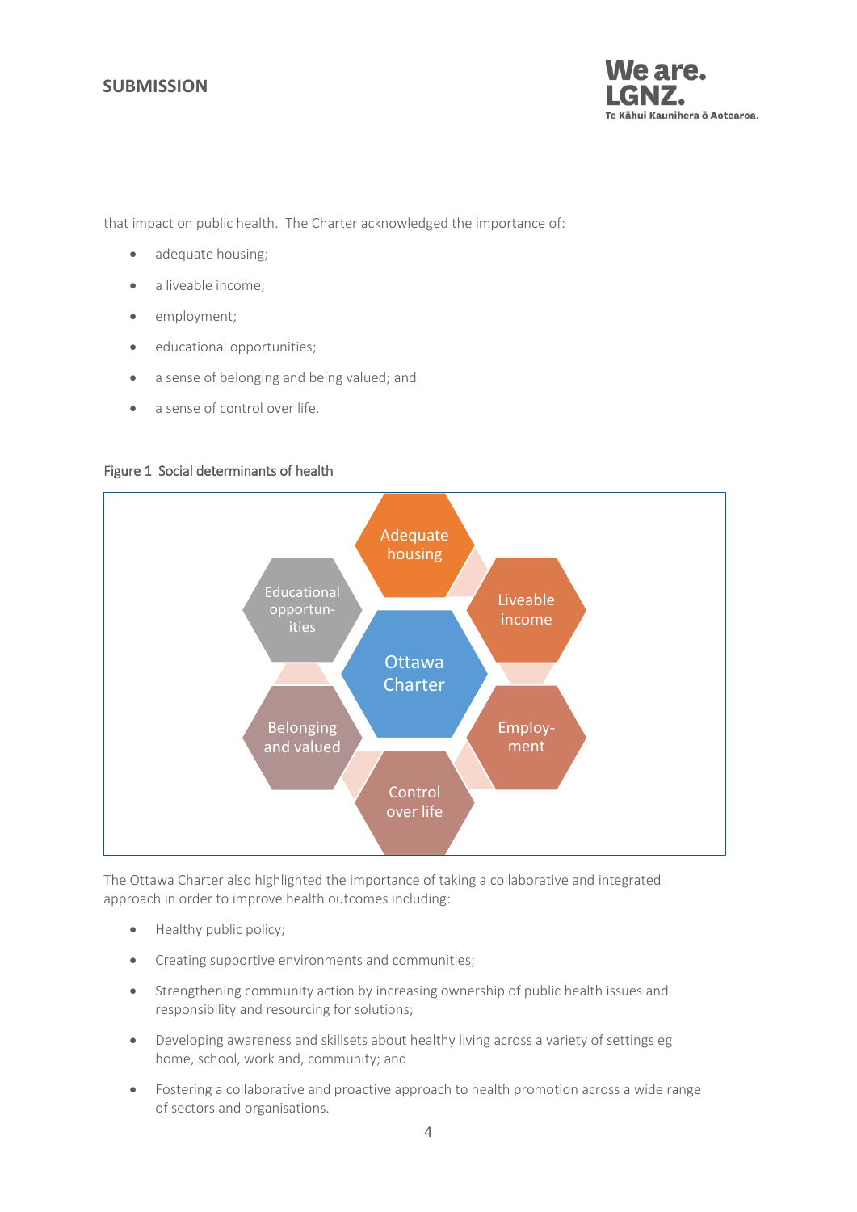that impact on public health. The Charter acknowledged the importance of:

- adequate housing;
- a liveable income;
- employment;
- educational opportunities;
- a sense of belonging and being valued; and
- a sense of control over life.

Figure 1 Social determinants of health

The Ottawa Charter also highlighted the importance of taking a collaborative and integrated approach in order to improve health outcomes including:

- Healthy public policy;
- Creating supportive environments and communities;
- Strengthening community action by increasing ownership of public health issues and responsibility and resourcing for solutions;
- Developing awareness and skillsets about healthy living across a variety of settings eg home, school, work and, community; and
- Fostering a collaborative and proactive approach to health promotion across a wide range of sectors and organisations.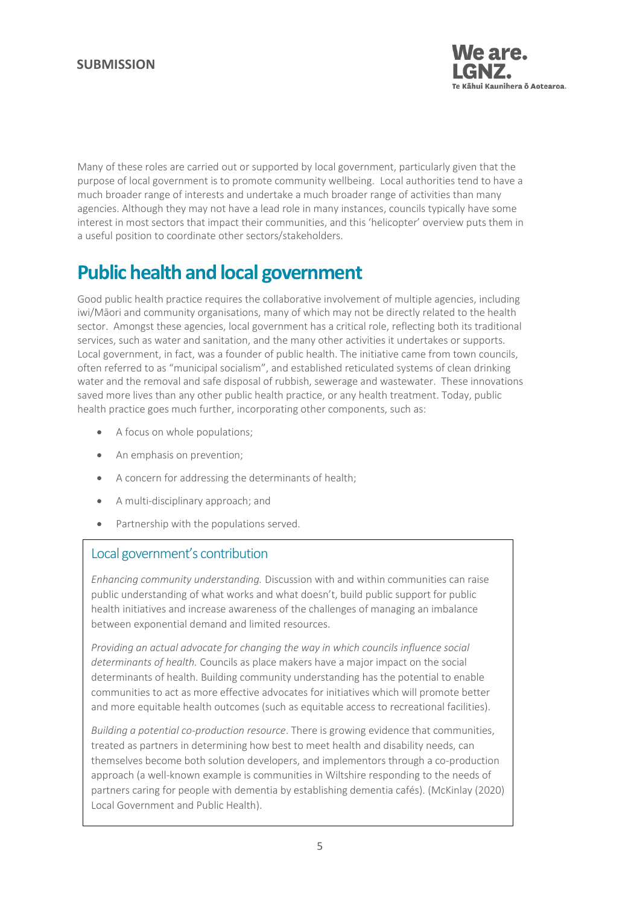Many of these roles are carried out or supported by local government, particularly given that the purpose of local government is to promote community wellbeing. Local authorities tend to have a much broader range of interests and undertake a much broader range of activities than many agencies. Although they may not have a lead role in many instances, councils typically have some interest in most sectors that impact their communities, and this 'helicopter' overview puts them in a useful position to coordinate other sectors/stakeholders.

# Public health and local government

Good public health practice requires the collaborative involvement of multiple agencies, including iwi/Māori and community organisations, many of which may not be directly related to the health sector. Amongst these agencies, local government has a critical role, reflecting both its traditional services, such as water and sanitation, and the many other activities it undertakes or supports. Local government, in fact, was a founder of public health. The initiative came from town councils, often referred to as "municipal socialism", and established reticulated systems of clean drinking water and the removal and safe disposal of rubbish, sewerage and wastewater. These innovations saved more lives than any other public health practice, or any health treatment. Today, public health practice goes much further, incorporating other components, such as:

- A focus on whole populations;
- An emphasis on prevention;
- A concern for addressing the determinants of health;
- A multi-disciplinary approach; and
- Partnership with the populations served.

## Local government's contribution

*Enhancing community understanding.* Discussion with and within communities can raise public understanding of what works and what doesn't, build public support for public health initiatives and increase awareness of the challenges of managing an imbalance between exponential demand and limited resources.

*Providing an actual advocate for changing the way in which councils influence social determinants of health.* Councils as place makers have a major impact on the social determinants of health. Building community understanding has the potential to enable communities to act as more effective advocates for initiatives which will promote better and more equitable health outcomes (such as equitable access to recreational facilities).

*Building a potential co-production resource*. There is growing evidence that communities, treated as partners in determining how best to meet health and disability needs, can themselves become both solution developers, and implementors through a co-production approach (a well-known example is communities in Wiltshire responding to the needs of partners caring for people with dementia by establishing dementia cafés). (McKinlay (2020) Local Government and Public Health).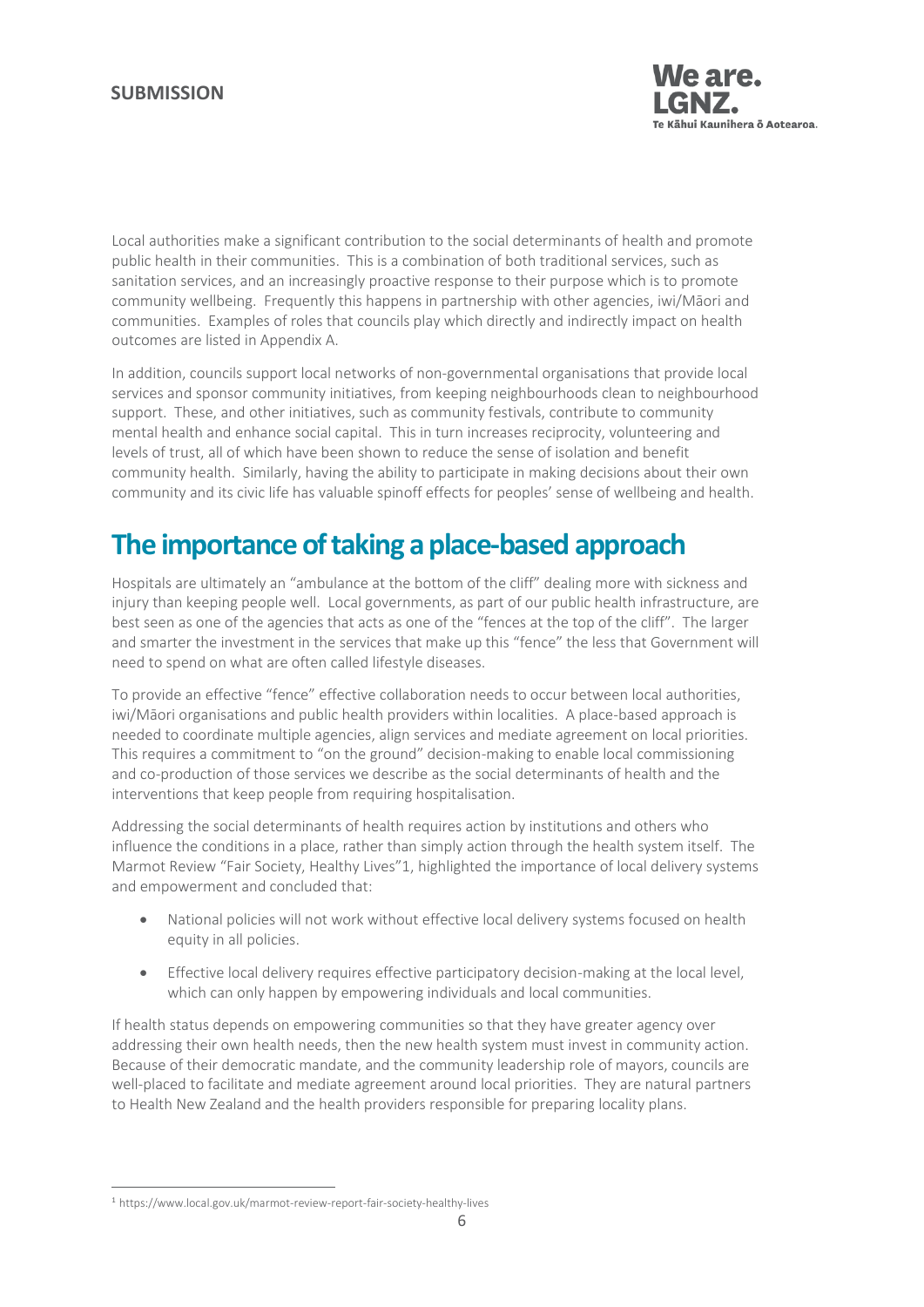Local authorities make a significant contribution to the social determinants of health and promote public health in their communities. This is a combination of both traditional services, such as sanitation services, and an increasingly proactive response to their purpose which is to promote community wellbeing. Frequently this happens in partnership with other agencies, iwi/Māori and communities. Examples of roles that councils play which directly and indirectly impact on health outcomes are listed in Appendix A.

In addition, councils support local networks of non-governmental organisations that provide local services and sponsor community initiatives, from keeping neighbourhoods clean to neighbourhood support. These, and other initiatives, such as community festivals, contribute to community mental health and enhance social capital. This in turn increases reciprocity, volunteering and levels of trust, all of which have been shown to reduce the sense of isolation and benefit community health. Similarly, having the ability to participate in making decisions about their own community and its civic life has valuable spinoff effects for peoples' sense of wellbeing and health.

# The importance of taking a place-based approach

Hospitals are ultimately an "ambulance at the bottom of the cliff" dealing more with sickness and injury than keeping people well. Local governments, as part of our public health infrastructure, are best seen as one of the agencies that acts as one of the "fences at the top of the cliff". The larger and smarter the investment in the services that make up this "fence" the less that Government will need to spend on what are often called lifestyle diseases.

To provide an effective "fence" effective collaboration needs to occur between local authorities, iwi/Māori organisations and public health providers within localities. A place-based approach is needed to coordinate multiple agencies, align services and mediate agreement on local priorities. This requires a commitment to "on the ground" decision-making to enable local commissioning and co-production of those services we describe as the social determinants of health and the interventions that keep people from requiring hospitalisation.

Addressing the social determinants of health requires action by institutions and others who influence the conditions in a place, rather than simply action through the health system itself. The Marmot Review "Fair Society, Healthy Lives"[1], highlighted the importance of local delivery systems and empowerment and concluded that:

- National policies will not work without effective local delivery systems focused on health equity in all policies.
- Effective local delivery requires effective participatory decision-making at the local level, which can only happen by empowering individuals and local communities.

If health status depends on empowering communities so that they have greater agency over addressing their own health needs, then the new health system must invest in community action. Because of their democratic mandate, and the community leadership role of mayors, councils are well-placed to facilitate and mediate agreement around local priorities. They are natural partners to Health New Zealand and the health providers responsible for preparing locality plans.

[1] https://www.local.gov.uk/marmot-review-report-fair-society-healthy-lives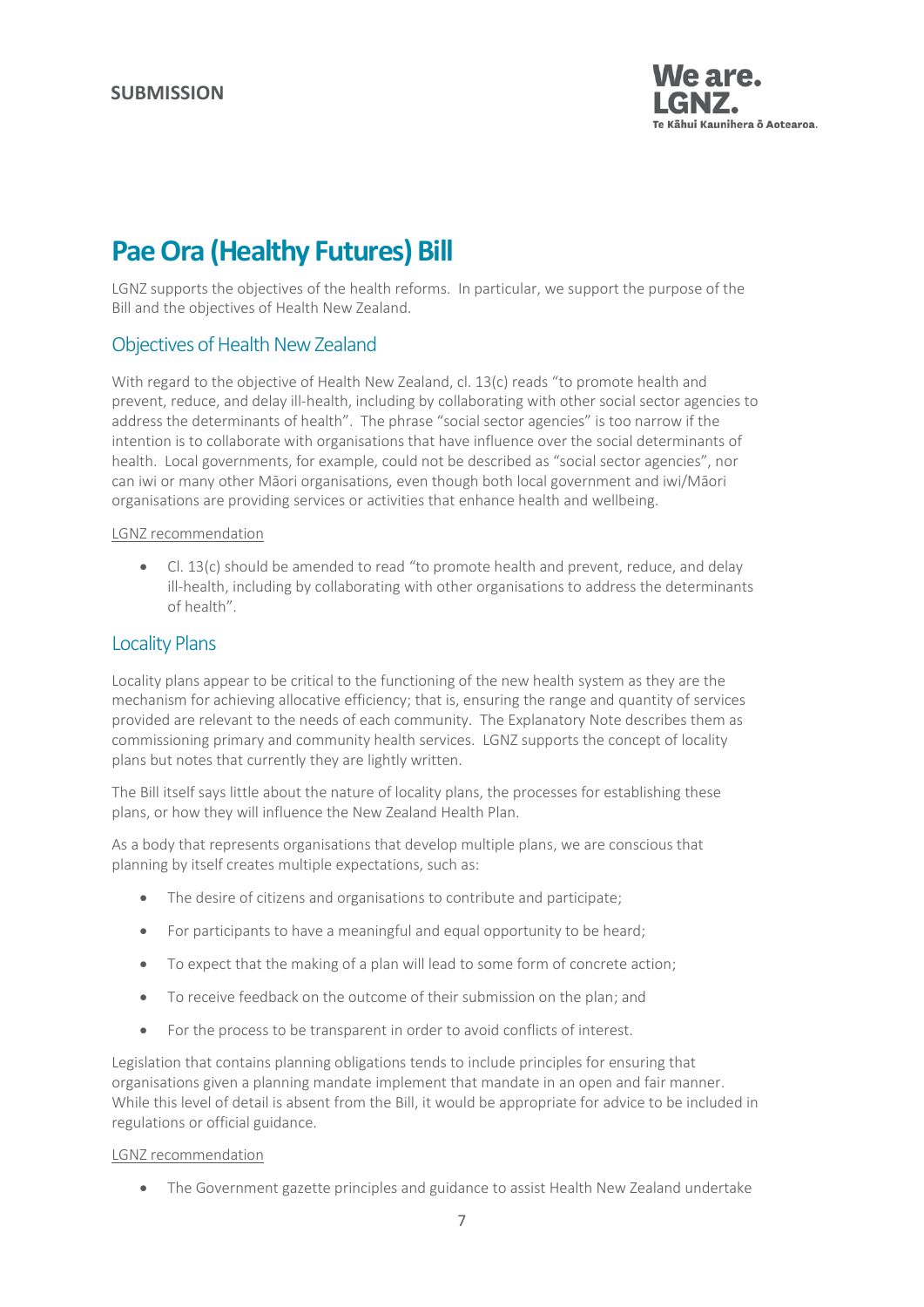**SUBMISSION**

# Pae Ora (Healthy Futures) Bill

LGNZ supports the objectives of the health reforms. In particular, we support the purpose of the Bill and the objectives of Health New Zealand.

## Objectives of Health New Zealand

With regard to the objective of Health New Zealand, cl. 13(c) reads "to promote health and prevent, reduce, and delay ill-health, including by collaborating with other social sector agencies to address the determinants of health". The phrase "social sector agencies" is too narrow if the intention is to collaborate with organisations that have influence over the social determinants of health. Local governments, for example, could not be described as "social sector agencies", nor can iwi or many other Māori organisations, even though both local government and iwi/Māori organisations are providing services or activities that enhance health and wellbeing.

LGNZ recommendation

- Cl. 13(c) should be amended to read "to promote health and prevent, reduce, and delay ill-health, including by collaborating with other organisations to address the determinants of health".

## Locality Plans

Locality plans appear to be critical to the functioning of the new health system as they are the mechanism for achieving allocative efficiency; that is, ensuring the range and quantity of services provided are relevant to the needs of each community. The Explanatory Note describes them as commissioning primary and community health services. LGNZ supports the concept of locality plans but notes that currently they are lightly written.

The Bill itself says little about the nature of locality plans, the processes for establishing these plans, or how they will influence the New Zealand Health Plan.

As a body that represents organisations that develop multiple plans, we are conscious that planning by itself creates multiple expectations, such as:

- The desire of citizens and organisations to contribute and participate;
- For participants to have a meaningful and equal opportunity to be heard;
- To expect that the making of a plan will lead to some form of concrete action;
- To receive feedback on the outcome of their submission on the plan; and
- For the process to be transparent in order to avoid conflicts of interest.

Legislation that contains planning obligations tends to include principles for ensuring that organisations given a planning mandate implement that mandate in an open and fair manner. While this level of detail is absent from the Bill, it would be appropriate for advice to be included in regulations or official guidance.

LGNZ recommendation

- The Government gazette principles and guidance to assist Health New Zealand undertake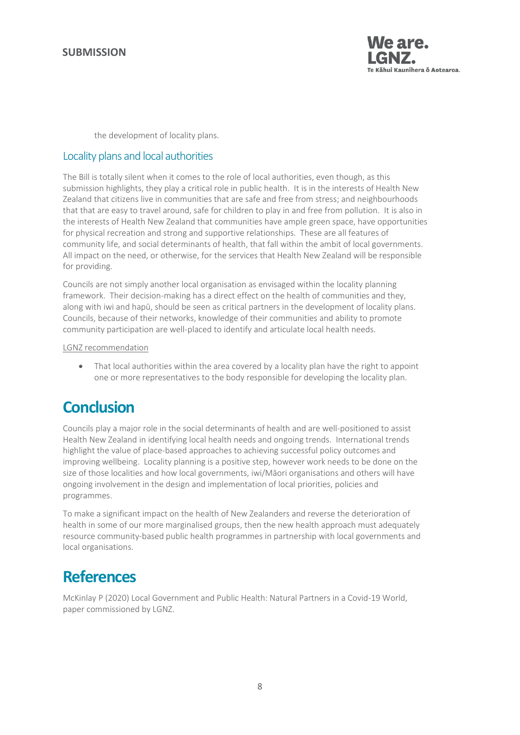the development of locality plans.

## Locality plans and local authorities

The Bill is totally silent when it comes to the role of local authorities, even though, as this submission highlights, they play a critical role in public health. It is in the interests of Health New Zealand that citizens live in communities that are safe and free from stress; and neighbourhoods that that are easy to travel around, safe for children to play in and free from pollution. It is also in the interests of Health New Zealand that communities have ample green space, have opportunities for physical recreation and strong and supportive relationships. These are all features of community life, and social determinants of health, that fall within the ambit of local governments. All impact on the need, or otherwise, for the services that Health New Zealand will be responsible for providing.

Councils are not simply another local organisation as envisaged within the locality planning framework. Their decision-making has a direct effect on the health of communities and they, along with iwi and hapū, should be seen as critical partners in the development of locality plans. Councils, because of their networks, knowledge of their communities and ability to promote community participation are well-placed to identify and articulate local health needs.

LGNZ recommendation

- That local authorities within the area covered by a locality plan have the right to appoint one or more representatives to the body responsible for developing the locality plan.

# Conclusion

Councils play a major role in the social determinants of health and are well-positioned to assist Health New Zealand in identifying local health needs and ongoing trends. International trends highlight the value of place-based approaches to achieving successful policy outcomes and improving wellbeing. Locality planning is a positive step, however work needs to be done on the size of those localities and how local governments, iwi/Māori organisations and others will have ongoing involvement in the design and implementation of local priorities, policies and programmes.

To make a significant impact on the health of New Zealanders and reverse the deterioration of health in some of our more marginalised groups, then the new health approach must adequately resource community-based public health programmes in partnership with local governments and local organisations.

# References

McKinlay P (2020) Local Government and Public Health: Natural Partners in a Covid-19 World, paper commissioned by LGNZ.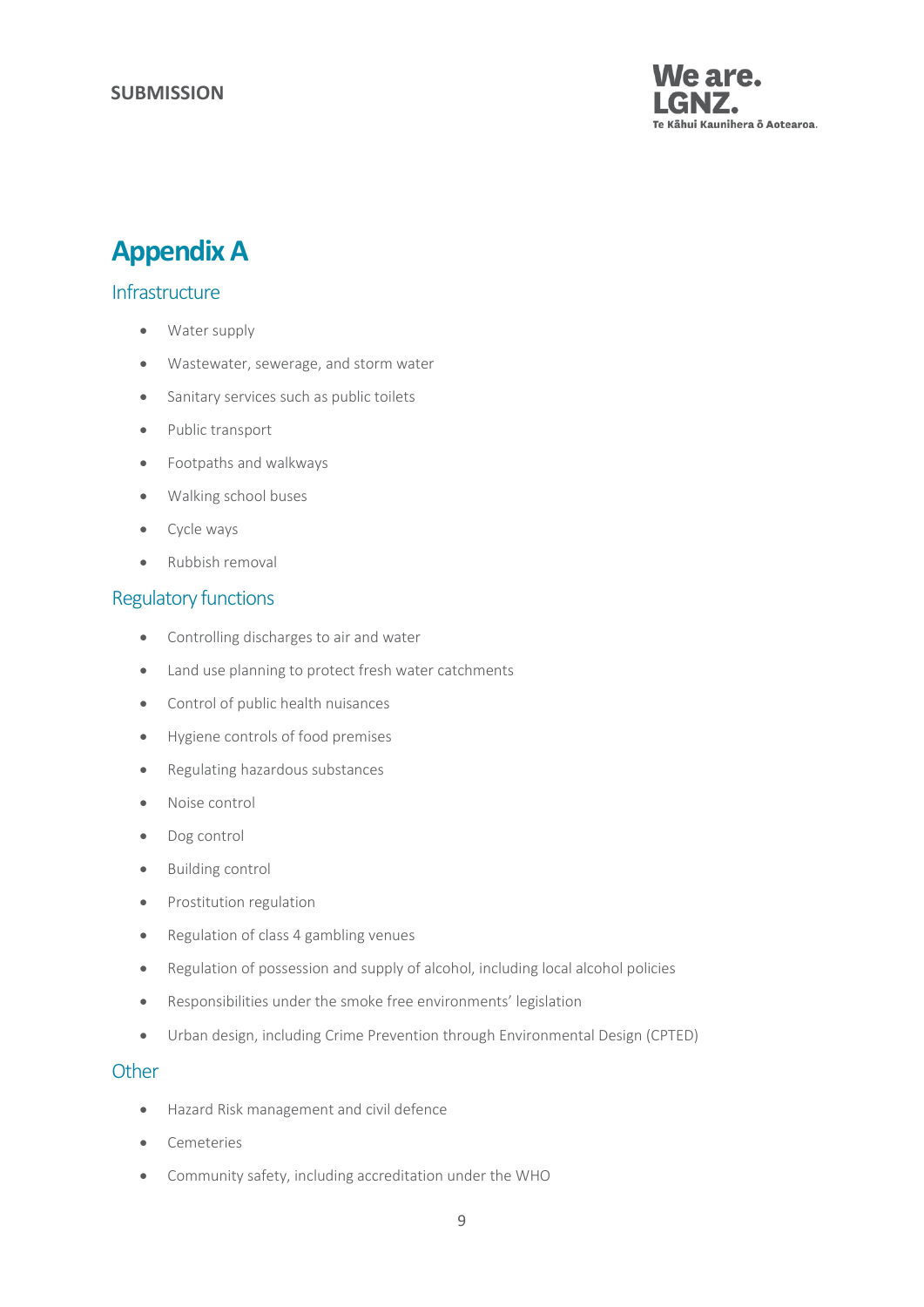# Appendix A

## Infrastructure

- Water supply
- Wastewater, sewerage, and storm water
- Sanitary services such as public toilets
- Public transport
- Footpaths and walkways
- Walking school buses
- Cycle ways
- Rubbish removal

## Regulatory functions

- Controlling discharges to air and water
- Land use planning to protect fresh water catchments
- Control of public health nuisances
- Hygiene controls of food premises
- Regulating hazardous substances
- Noise control
- Dog control
- Building control
- Prostitution regulation
- Regulation of class 4 gambling venues
- Regulation of possession and supply of alcohol, including local alcohol policies
- Responsibilities under the smoke free environments' legislation
- Urban design, including Crime Prevention through Environmental Design (CPTED)

## Other

- Hazard Risk management and civil defence
- Cemeteries
- Community safety, including accreditation under the WHO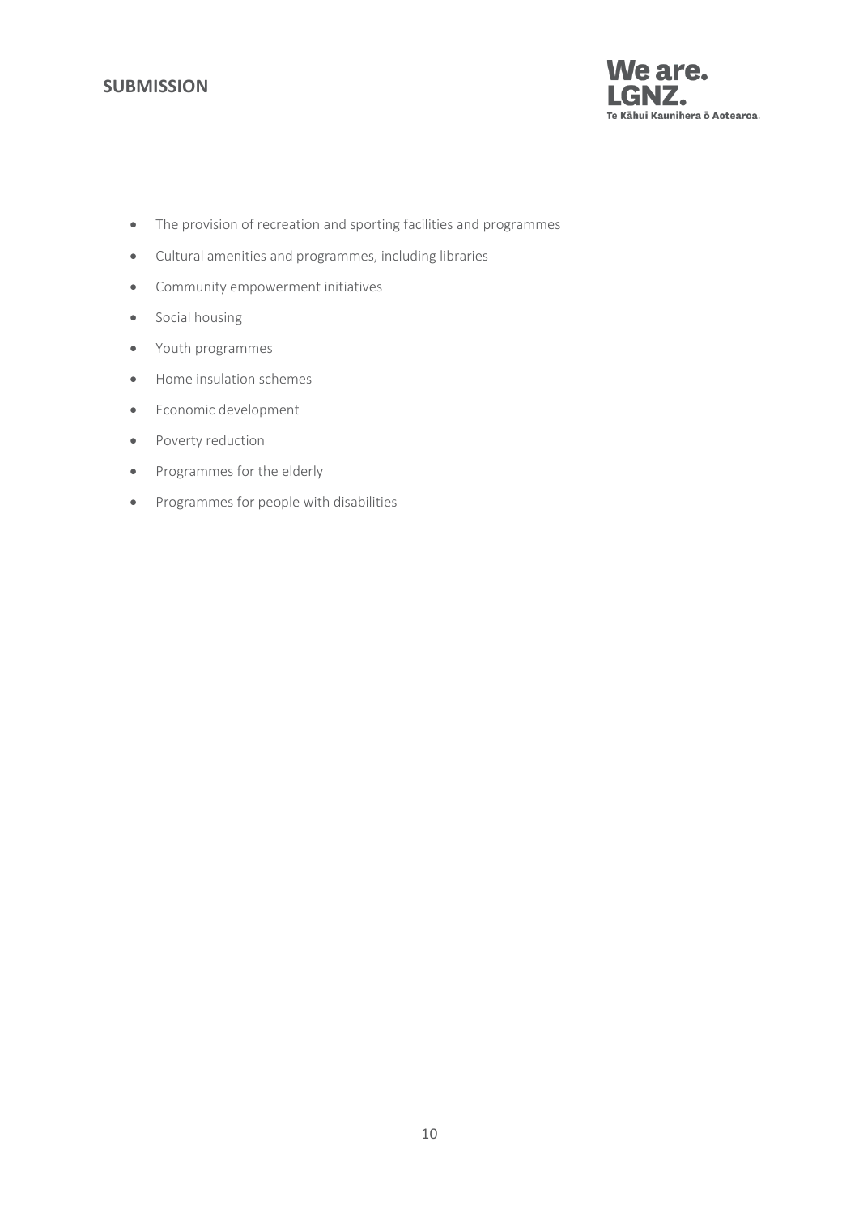- The provision of recreation and sporting facilities and programmes
- Cultural amenities and programmes, including libraries
- Community empowerment initiatives
- Social housing
- Youth programmes
- Home insulation schemes
- Economic development
- Poverty reduction
- Programmes for the elderly
- Programmes for people with disabilities